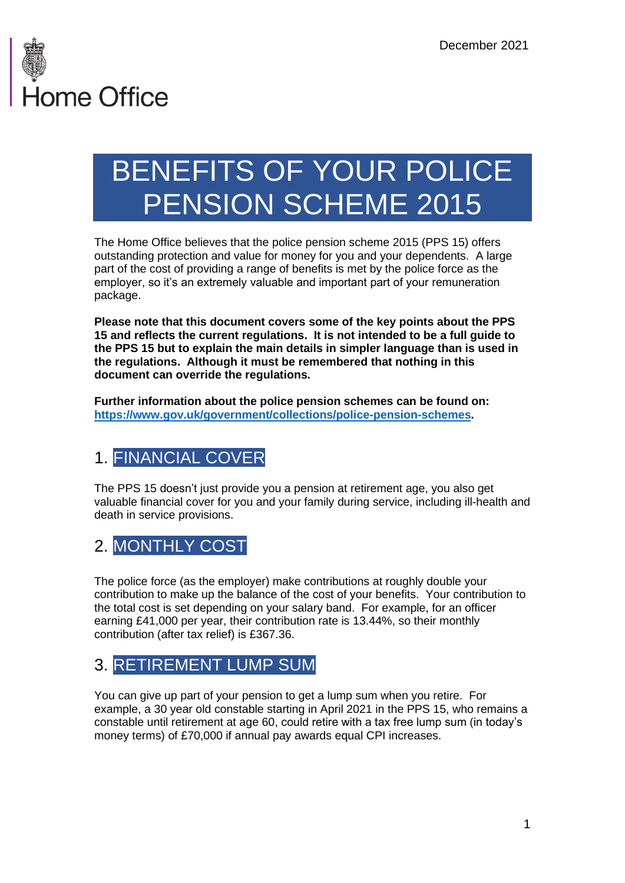Home Office

December 2021

# BENEFITS OF YOUR POLICE PENSION SCHEME 2015

The Home Office believes that the police pension scheme 2015 (PPS 15) offers outstanding protection and value for money for you and your dependents. A large part of the cost of providing a range of benefits is met by the police force as the employer, so it's an extremely valuable and important part of your remuneration package.

**Please note that this document covers some of the key points about the PPS 15 and reflects the current regulations. It is not intended to be a full guide to the PPS 15 but to explain the main details in simpler language than is used in the regulations. Although it must be remembered that nothing in this document can override the regulations.**

**Further information about the police pension schemes can be found on: [https://www.gov.uk/government/collections/police-pension-schemes](https://www.gov.uk/government/collections/police-pension-schemes).**

## 1. FINANCIAL COVER

The PPS 15 doesn't just provide you a pension at retirement age, you also get valuable financial cover for you and your family during service, including ill-health and death in service provisions.

## 2. MONTHLY COST

The police force (as the employer) make contributions at roughly double your contribution to make up the balance of the cost of your benefits. Your contribution to the total cost is set depending on your salary band. For example, for an officer earning £41,000 per year, their contribution rate is 13.44%, so their monthly contribution (after tax relief) is £367.36.

## 3. RETIREMENT LUMP SUM

You can give up part of your pension to get a lump sum when you retire. For example, a 30 year old constable starting in April 2021 in the PPS 15, who remains a constable until retirement at age 60, could retire with a tax free lump sum (in today's money terms) of £70,000 if annual pay awards equal CPI increases.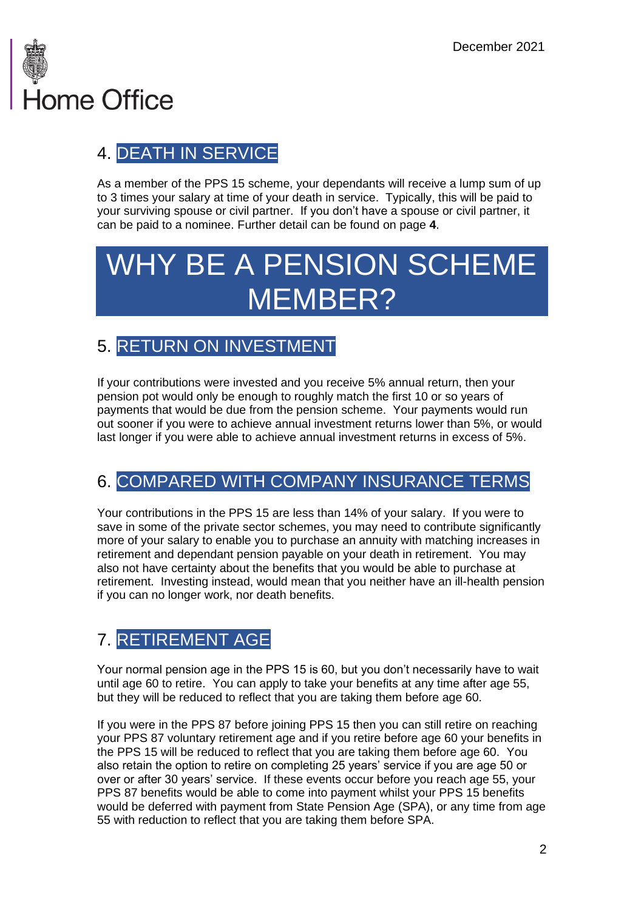## 4. DEATH IN SERVICE

As a member of the PPS 15 scheme, your dependants will receive a lump sum of up to 3 times your salary at time of your death in service. Typically, this will be paid to your surviving spouse or civil partner. If you don't have a spouse or civil partner, it can be paid to a nominee. Further detail can be found on page **4**.

# WHY BE A PENSION SCHEME MEMBER?

## 5. RETURN ON INVESTMENT

If your contributions were invested and you receive 5% annual return, then your pension pot would only be enough to roughly match the first 10 or so years of payments that would be due from the pension scheme. Your payments would run out sooner if you were to achieve annual investment returns lower than 5%, or would last longer if you were able to achieve annual investment returns in excess of 5%.

## 6. COMPARED WITH COMPANY INSURANCE TERMS

Your contributions in the PPS 15 are less than 14% of your salary. If you were to save in some of the private sector schemes, you may need to contribute significantly more of your salary to enable you to purchase an annuity with matching increases in retirement and dependant pension payable on your death in retirement. You may also not have certainty about the benefits that you would be able to purchase at retirement. Investing instead, would mean that you neither have an ill-health pension if you can no longer work, nor death benefits.

## 7. RETIREMENT AGE

Your normal pension age in the PPS 15 is 60, but you don't necessarily have to wait until age 60 to retire. You can apply to take your benefits at any time after age 55, but they will be reduced to reflect that you are taking them before age 60.

If you were in the PPS 87 before joining PPS 15 then you can still retire on reaching your PPS 87 voluntary retirement age and if you retire before age 60 your benefits in the PPS 15 will be reduced to reflect that you are taking them before age 60. You also retain the option to retire on completing 25 years' service if you are age 50 or over or after 30 years' service. If these events occur before you reach age 55, your PPS 87 benefits would be able to come into payment whilst your PPS 15 benefits would be deferred with payment from State Pension Age (SPA), or any time from age 55 with reduction to reflect that you are taking them before SPA.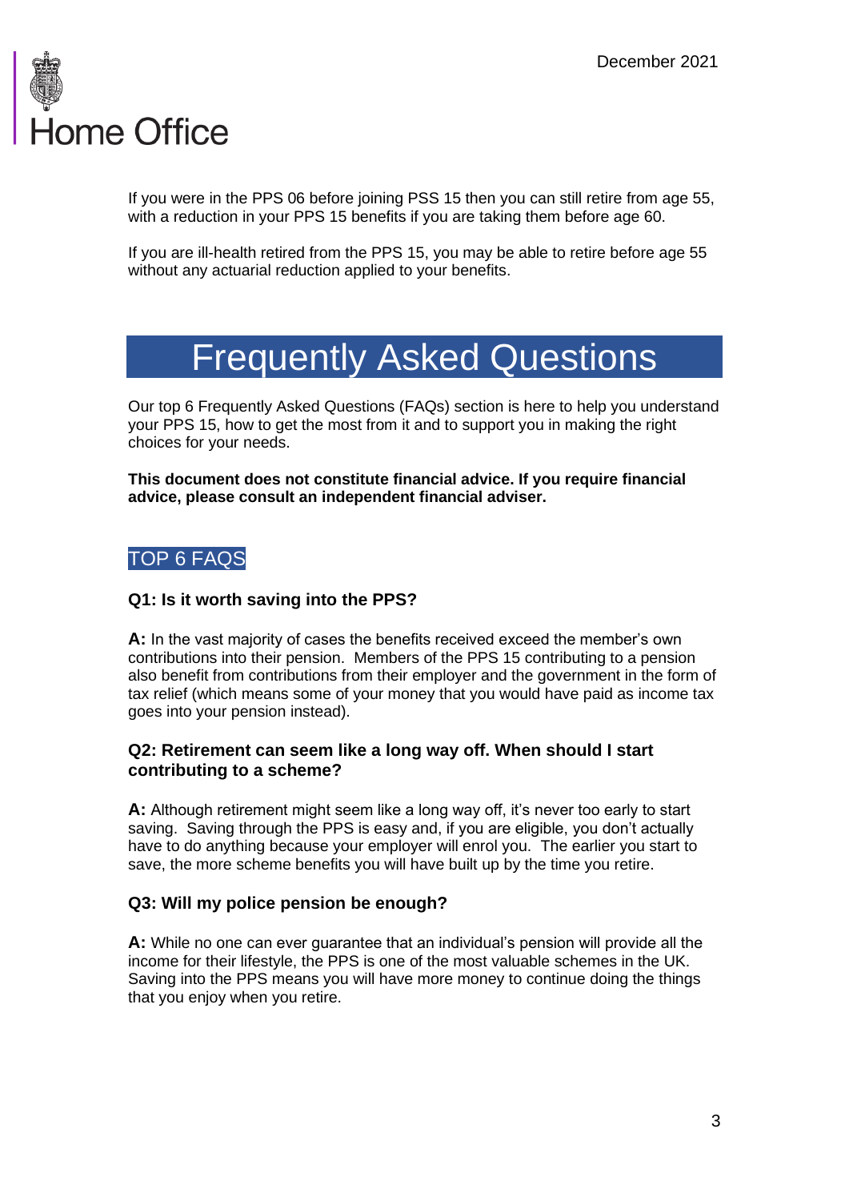If you were in the PPS 06 before joining PSS 15 then you can still retire from age 55, with a reduction in your PPS 15 benefits if you are taking them before age 60.

If you are ill-health retired from the PPS 15, you may be able to retire before age 55 without any actuarial reduction applied to your benefits.

# Frequently Asked Questions

Our top 6 Frequently Asked Questions (FAQs) section is here to help you understand your PPS 15, how to get the most from it and to support you in making the right choices for your needs.

**This document does not constitute financial advice. If you require financial advice, please consult an independent financial adviser.**

## TOP 6 FAQS

### Q1: Is it worth saving into the PPS?

**A:** In the vast majority of cases the benefits received exceed the member's own contributions into their pension. Members of the PPS 15 contributing to a pension also benefit from contributions from their employer and the government in the form of tax relief (which means some of your money that you would have paid as income tax goes into your pension instead).

### Q2: Retirement can seem like a long way off. When should I start contributing to a scheme?

**A:** Although retirement might seem like a long way off, it's never too early to start saving. Saving through the PPS is easy and, if you are eligible, you don't actually have to do anything because your employer will enrol you. The earlier you start to save, the more scheme benefits you will have built up by the time you retire.

### Q3: Will my police pension be enough?

**A:** While no one can ever guarantee that an individual's pension will provide all the income for their lifestyle, the PPS is one of the most valuable schemes in the UK. Saving into the PPS means you will have more money to continue doing the things that you enjoy when you retire.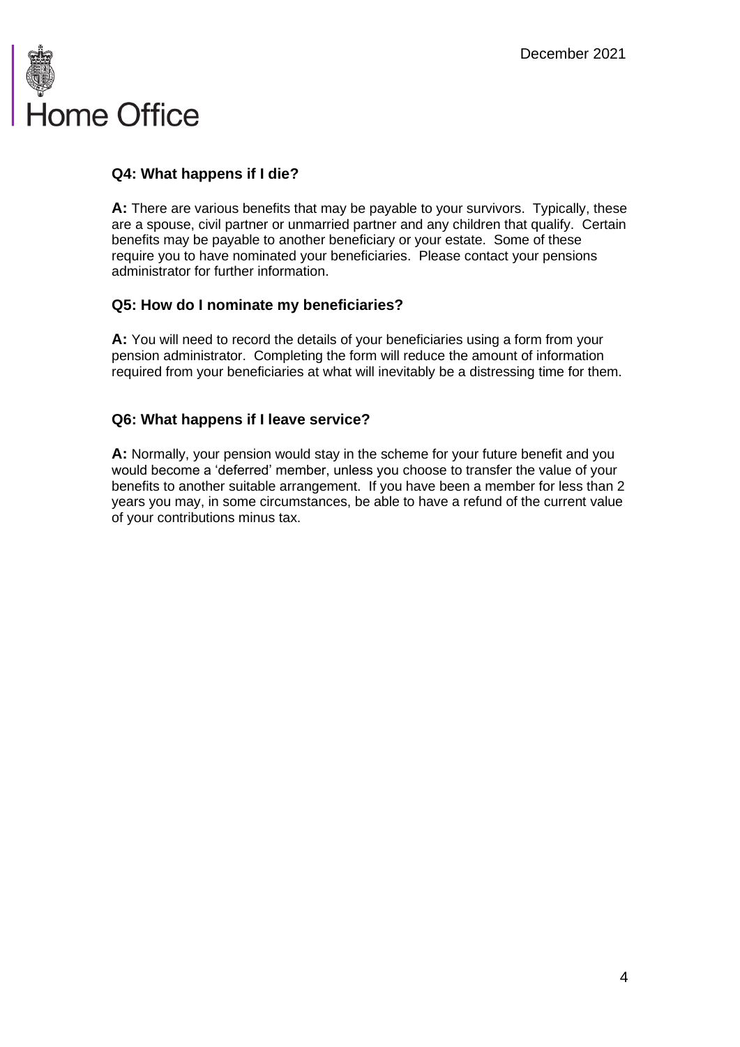### Q4: What happens if I die?

**A:** There are various benefits that may be payable to your survivors. Typically, these are a spouse, civil partner or unmarried partner and any children that qualify. Certain benefits may be payable to another beneficiary or your estate. Some of these require you to have nominated your beneficiaries. Please contact your pensions administrator for further information.

### Q5: How do I nominate my beneficiaries?

**A:** You will need to record the details of your beneficiaries using a form from your pension administrator. Completing the form will reduce the amount of information required from your beneficiaries at what will inevitably be a distressing time for them.

### Q6: What happens if I leave service?

**A:** Normally, your pension would stay in the scheme for your future benefit and you would become a 'deferred' member, unless you choose to transfer the value of your benefits to another suitable arrangement. If you have been a member for less than 2 years you may, in some circumstances, be able to have a refund of the current value of your contributions minus tax.